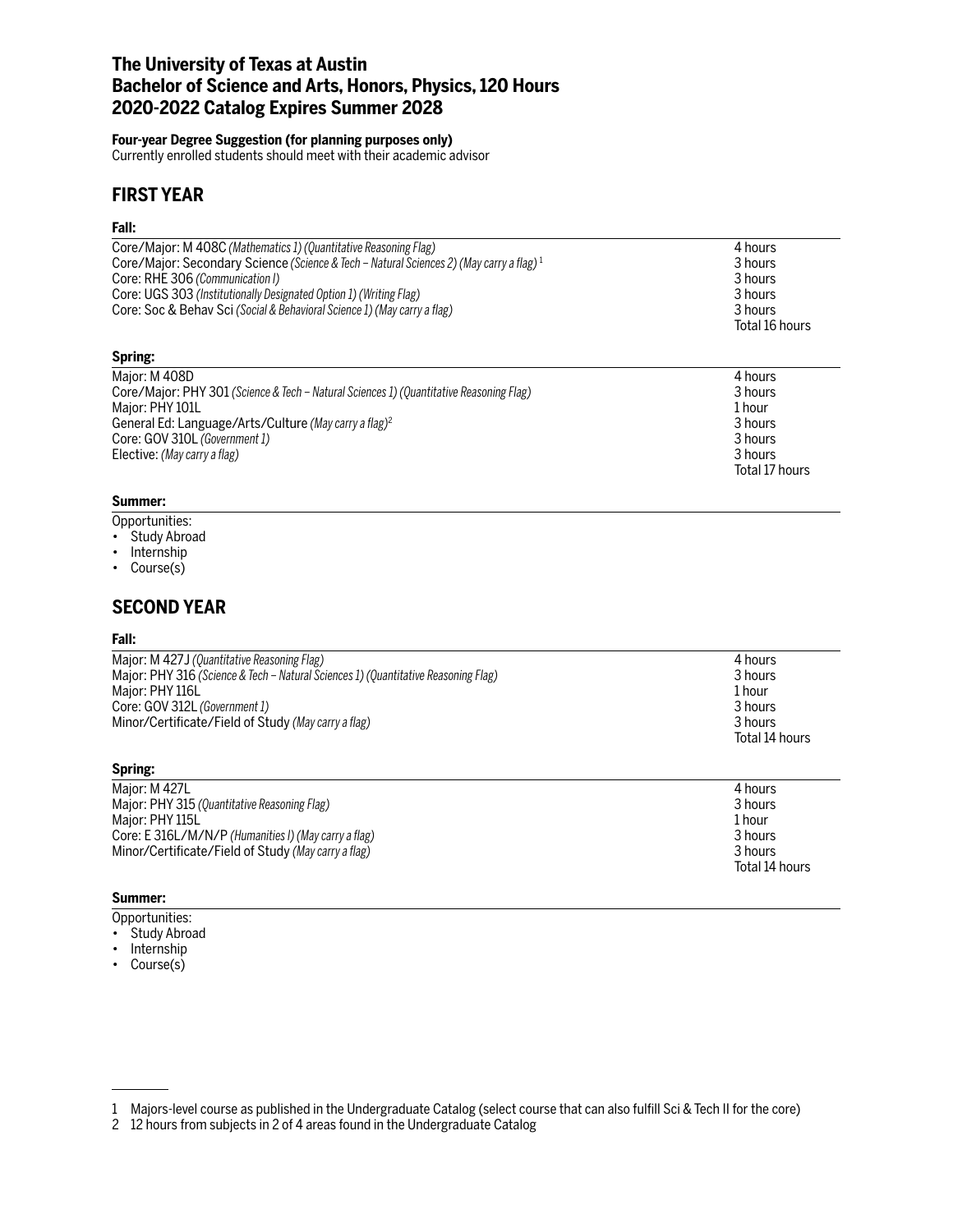# The University of Texas at Austin
# Bachelor of Science and Arts, Honors, Physics, 120 Hours
# 2020-2022 Catalog Expires Summer 2028

**Four-year Degree Suggestion (for planning purposes only)**
Currently enrolled students should meet with their academic advisor

## FIRST YEAR

### Fall:

| | |
|---|---|
| Core/Major: M 408C *(Mathematics 1) (Quantitative Reasoning Flag)* | 4 hours |
| Core/Major: Secondary Science *(Science & Tech – Natural Sciences 2) (May carry a flag)* [1] | 3 hours |
| Core: RHE 306 *(Communication I)* | 3 hours |
| Core: UGS 303 *(Institutionally Designated Option 1) (Writing Flag)* | 3 hours |
| Core: Soc & Behav Sci *(Social & Behavioral Science 1) (May carry a flag)* | 3 hours |
| | Total 16 hours |

### Spring:

| | |
|---|---|
| Major: M 408D | 4 hours |
| Core/Major: PHY 301 *(Science & Tech – Natural Sciences 1) (Quantitative Reasoning Flag)* | 3 hours |
| Major: PHY 101L | 1 hour |
| General Ed: Language/Arts/Culture *(May carry a flag)* [2] | 3 hours |
| Core: GOV 310L *(Government 1)* | 3 hours |
| Elective: *(May carry a flag)* | 3 hours |
| | Total 17 hours |

### Summer:

Opportunities:
- Study Abroad
- Internship
- Course(s)

## SECOND YEAR

### Fall:

| | |
|---|---|
| Major: M 427J *(Quantitative Reasoning Flag)* | 4 hours |
| Major: PHY 316 *(Science & Tech – Natural Sciences 1) (Quantitative Reasoning Flag)* | 3 hours |
| Major: PHY 116L | 1 hour |
| Core: GOV 312L *(Government 1)* | 3 hours |
| Minor/Certificate/Field of Study *(May carry a flag)* | 3 hours |
| | Total 14 hours |

### Spring:

| | |
|---|---|
| Major: M 427L | 4 hours |
| Major: PHY 315 *(Quantitative Reasoning Flag)* | 3 hours |
| Major: PHY 115L | 1 hour |
| Core: E 316L/M/N/P *(Humanities I) (May carry a flag)* | 3 hours |
| Minor/Certificate/Field of Study *(May carry a flag)* | 3 hours |
| | Total 14 hours |

### Summer:

Opportunities:
- Study Abroad
- Internship
- Course(s)

---

1 Majors-level course as published in the Undergraduate Catalog (select course that can also fulfill Sci & Tech II for the core)

2 12 hours from subjects in 2 of 4 areas found in the Undergraduate Catalog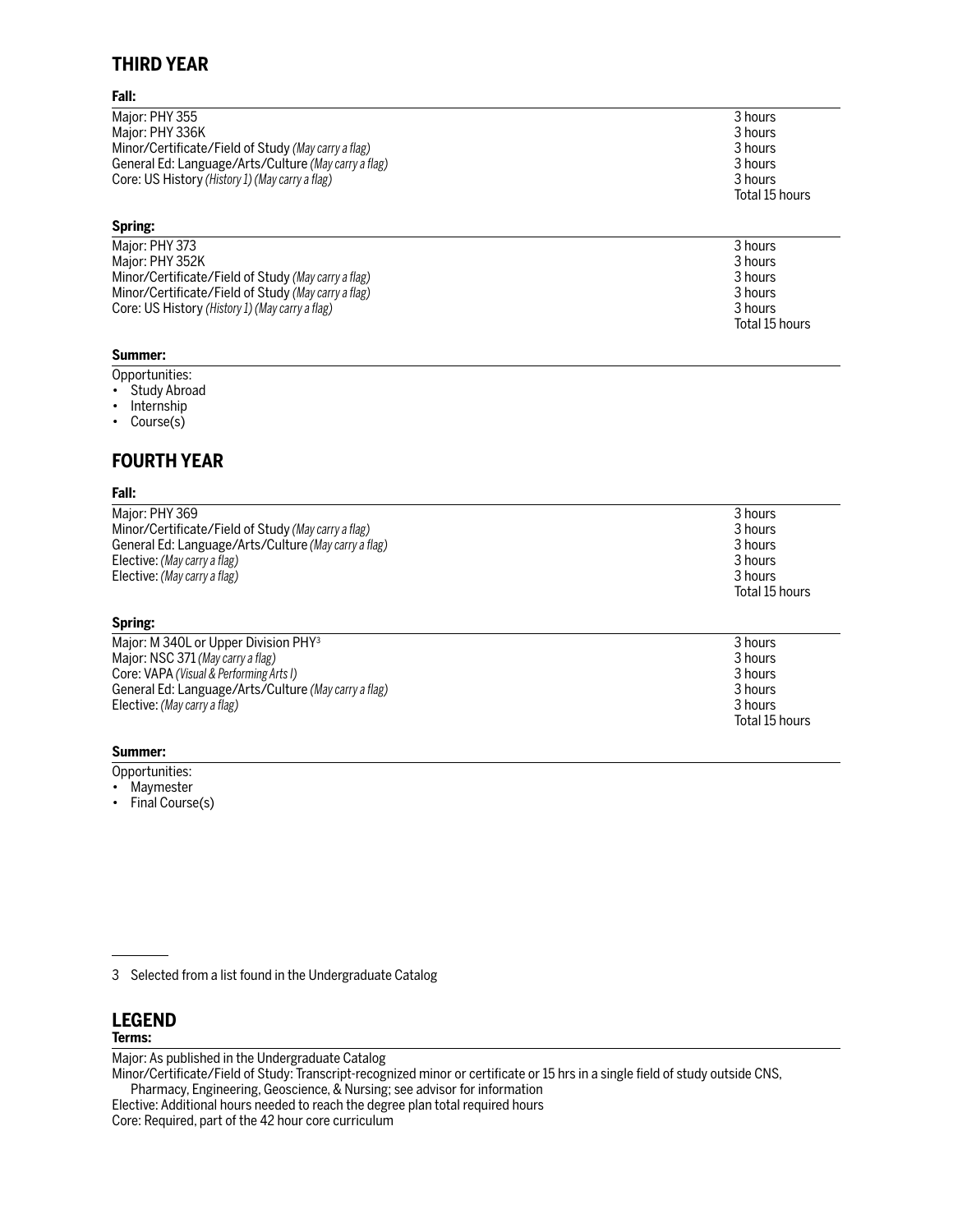## THIRD YEAR

**Fall:**

| | |
|---|---|
| Major: PHY 355 | 3 hours |
| Major: PHY 336K | 3 hours |
| Minor/Certificate/Field of Study *(May carry a flag)* | 3 hours |
| General Ed: Language/Arts/Culture *(May carry a flag)* | 3 hours |
| Core: US History *(History 1) (May carry a flag)* | 3 hours |
| | Total 15 hours |

**Spring:**

| | |
|---|---|
| Major: PHY 373 | 3 hours |
| Major: PHY 352K | 3 hours |
| Minor/Certificate/Field of Study *(May carry a flag)* | 3 hours |
| Minor/Certificate/Field of Study *(May carry a flag)* | 3 hours |
| Core: US History *(History 1) (May carry a flag)* | 3 hours |
| | Total 15 hours |

**Summer:**

Opportunities:

- Study Abroad
- Internship
- Course(s)

## FOURTH YEAR

**Fall:**

| | |
|---|---|
| Major: PHY 369 | 3 hours |
| Minor/Certificate/Field of Study *(May carry a flag)* | 3 hours |
| General Ed: Language/Arts/Culture *(May carry a flag)* | 3 hours |
| Elective: *(May carry a flag)* | 3 hours |
| Elective: *(May carry a flag)* | 3 hours |
| | Total 15 hours |

**Spring:**

| | |
|---|---|
| Major: M 340L or Upper Division PHY[3] | 3 hours |
| Major: NSC 371 *(May carry a flag)* | 3 hours |
| Core: VAPA *(Visual & Performing Arts I)* | 3 hours |
| General Ed: Language/Arts/Culture *(May carry a flag)* | 3 hours |
| Elective: *(May carry a flag)* | 3 hours |
| | Total 15 hours |

**Summer:**

Opportunities:

- Maymester
- Final Course(s)

---

3 Selected from a list found in the Undergraduate Catalog

## LEGEND

**Terms:**

Major: As published in the Undergraduate Catalog

Minor/Certificate/Field of Study: Transcript-recognized minor or certificate or 15 hrs in a single field of study outside CNS, Pharmacy, Engineering, Geoscience, & Nursing; see advisor for information

Elective: Additional hours needed to reach the degree plan total required hours

Core: Required, part of the 42 hour core curriculum